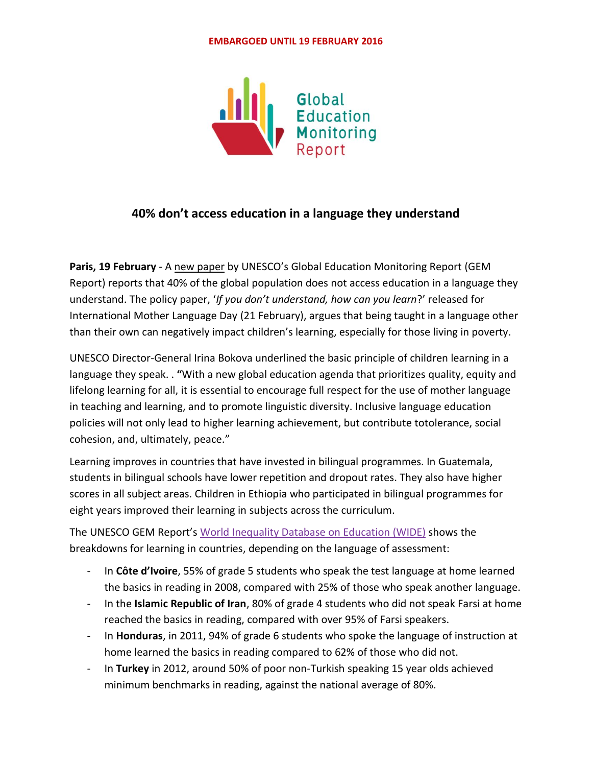EMBARGOED UNTIL 19 FEBRUARY 2016

Global Education Monitoring Report

# 40% don't access education in a language they understand

**Paris, 19 February** - A new paper by UNESCO's Global Education Monitoring Report (GEM Report) reports that 40% of the global population does not access education in a language they understand. The policy paper, '*If you don't understand, how can you learn*?' released for International Mother Language Day (21 February), argues that being taught in a language other than their own can negatively impact children's learning, especially for those living in poverty.

UNESCO Director-General Irina Bokova underlined the basic principle of children learning in a language they speak. . **"**With a new global education agenda that prioritizes quality, equity and lifelong learning for all, it is essential to encourage full respect for the use of mother language in teaching and learning, and to promote linguistic diversity. Inclusive language education policies will not only lead to higher learning achievement, but contribute totolerance, social cohesion, and, ultimately, peace."

Learning improves in countries that have invested in bilingual programmes. In Guatemala, students in bilingual schools have lower repetition and dropout rates. They also have higher scores in all subject areas. Children in Ethiopia who participated in bilingual programmes for eight years improved their learning in subjects across the curriculum.

The UNESCO GEM Report's World Inequality Database on Education (WIDE) shows the breakdowns for learning in countries, depending on the language of assessment:

- In **Côte d'Ivoire**, 55% of grade 5 students who speak the test language at home learned the basics in reading in 2008, compared with 25% of those who speak another language.
- In the **Islamic Republic of Iran**, 80% of grade 4 students who did not speak Farsi at home reached the basics in reading, compared with over 95% of Farsi speakers.
- In **Honduras**, in 2011, 94% of grade 6 students who spoke the language of instruction at home learned the basics in reading compared to 62% of those who did not.
- In **Turkey** in 2012, around 50% of poor non-Turkish speaking 15 year olds achieved minimum benchmarks in reading, against the national average of 80%.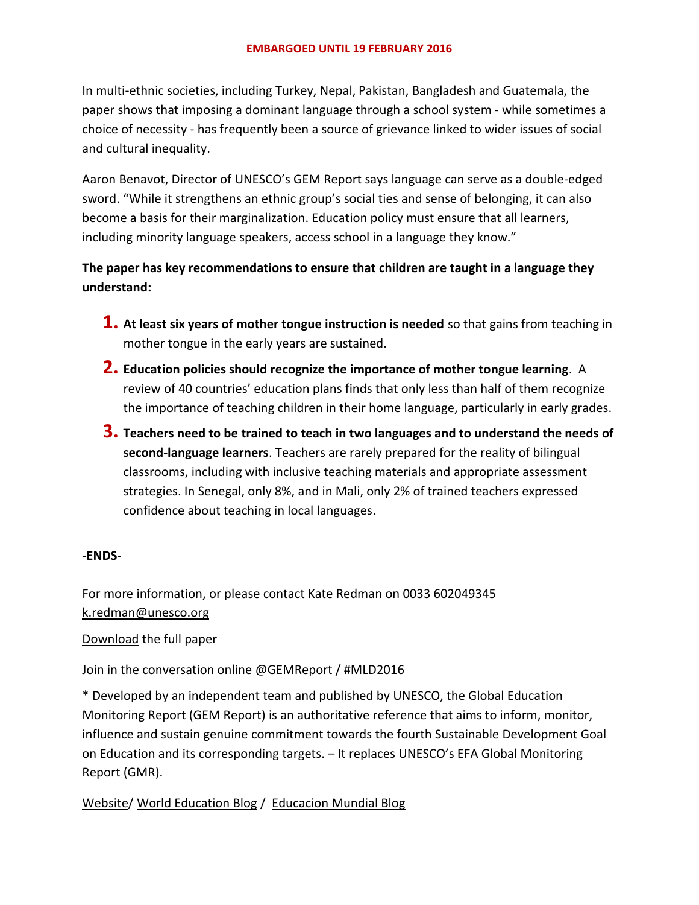**EMBARGOED UNTIL 19 FEBRUARY 2016**

In multi-ethnic societies, including Turkey, Nepal, Pakistan, Bangladesh and Guatemala, the paper shows that imposing a dominant language through a school system - while sometimes a choice of necessity - has frequently been a source of grievance linked to wider issues of social and cultural inequality.

Aaron Benavot, Director of UNESCO's GEM Report says language can serve as a double-edged sword. "While it strengthens an ethnic group's social ties and sense of belonging, it can also become a basis for their marginalization. Education policy must ensure that all learners, including minority language speakers, access school in a language they know."

**The paper has key recommendations to ensure that children are taught in a language they understand:**

1. **At least six years of mother tongue instruction is needed** so that gains from teaching in mother tongue in the early years are sustained.
2. **Education policies should recognize the importance of mother tongue learning**. A review of 40 countries' education plans finds that only less than half of them recognize the importance of teaching children in their home language, particularly in early grades.
3. **Teachers need to be trained to teach in two languages and to understand the needs of second-language learners**. Teachers are rarely prepared for the reality of bilingual classrooms, including with inclusive teaching materials and appropriate assessment strategies. In Senegal, only 8%, and in Mali, only 2% of trained teachers expressed confidence about teaching in local languages.

**-ENDS-**

For more information, or please contact Kate Redman on 0033 602049345
k.redman@unesco.org

Download the full paper

Join in the conversation online @GEMReport / #MLD2016

* Developed by an independent team and published by UNESCO, the Global Education Monitoring Report (GEM Report) is an authoritative reference that aims to inform, monitor, influence and sustain genuine commitment towards the fourth Sustainable Development Goal on Education and its corresponding targets. – It replaces UNESCO's EFA Global Monitoring Report (GMR).

Website/ World Education Blog / Educacion Mundial Blog